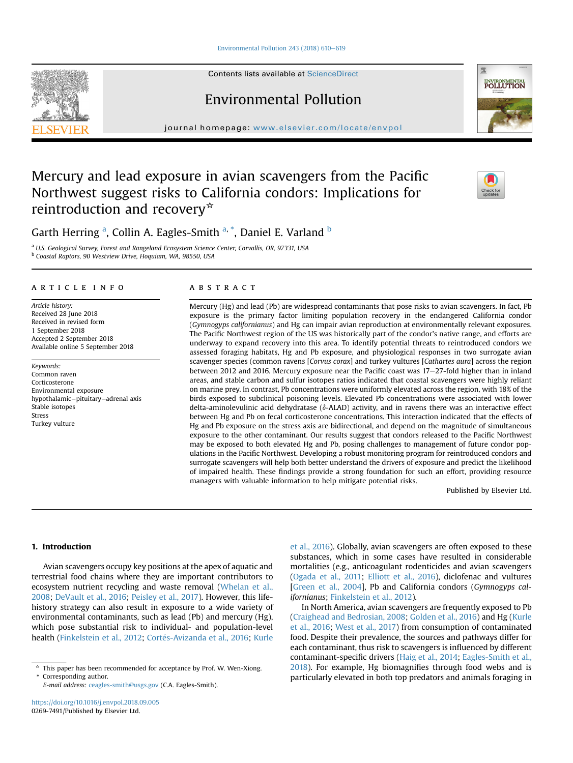# Mercury and lead exposure in avian scavengers from the Pacific Northwest suggest risks to California condors: Implications for reintroduction and recovery☆

Garth Herring [a], Collin A. Eagles-Smith [a, *], Daniel E. Varland [b]

[a] U.S. Geological Survey, Forest and Rangeland Ecosystem Science Center, Corvallis, OR, 97331, USA
[b] Coastal Raptors, 90 Westview Drive, Hoquiam, WA, 98550, USA

## ARTICLE INFO

*Article history:*
Received 28 June 2018
Received in revised form
1 September 2018
Accepted 2 September 2018
Available online 5 September 2018

*Keywords:*
Common raven
Corticosterone
Environmental exposure
hypothalamic–pituitary–adrenal axis
Stable isotopes
Stress
Turkey vulture

## ABSTRACT

Mercury (Hg) and lead (Pb) are widespread contaminants that pose risks to avian scavengers. In fact, Pb exposure is the primary factor limiting population recovery in the endangered California condor (*Gymnogyps californianus*) and Hg can impair avian reproduction at environmentally relevant exposures. The Pacific Northwest region of the US was historically part of the condor's native range, and efforts are underway to expand recovery into this area. To identify potential threats to reintroduced condors we assessed foraging habitats, Hg and Pb exposure, and physiological responses in two surrogate avian scavenger species (common ravens [*Corvus corax*] and turkey vultures [*Cathartes aura*] across the region between 2012 and 2016. Mercury exposure near the Pacific coast was 17–27-fold higher than in inland areas, and stable carbon and sulfur isotopes ratios indicated that coastal scavengers were highly reliant on marine prey. In contrast, Pb concentrations were uniformly elevated across the region, with 18% of the birds exposed to subclinical poisoning levels. Elevated Pb concentrations were associated with lower delta-aminolevulinic acid dehydratase (δ-ALAD) activity, and in ravens there was an interactive effect between Hg and Pb on fecal corticosterone concentrations. This interaction indicated that the effects of Hg and Pb exposure on the stress axis are bidirectional, and depend on the magnitude of simultaneous exposure to the other contaminant. Our results suggest that condors released to the Pacific Northwest may be exposed to both elevated Hg and Pb, posing challenges to management of future condor populations in the Pacific Northwest. Developing a robust monitoring program for reintroduced condors and surrogate scavengers will help both better understand the drivers of exposure and predict the likelihood of impaired health. These findings provide a strong foundation for such an effort, providing resource managers with valuable information to help mitigate potential risks.

Published by Elsevier Ltd.

## 1. Introduction

Avian scavengers occupy key positions at the apex of aquatic and terrestrial food chains where they are important contributors to ecosystem nutrient recycling and waste removal (Whelan et al., 2008; DeVault et al., 2016; Peisley et al., 2017). However, this life-history strategy can also result in exposure to a wide variety of environmental contaminants, such as lead (Pb) and mercury (Hg), which pose substantial risk to individual- and population-level health (Finkelstein et al., 2012; Cortés-Avizanda et al., 2016; Kurle et al., 2016). Globally, avian scavengers are often exposed to these substances, which in some cases have resulted in considerable mortalities (e.g., anticoagulant rodenticides and avian scavengers (Ogada et al., 2011; Elliott et al., 2016), diclofenac and vultures [Green et al., 2004], Pb and California condors (*Gymnogyps californianus*; Finkelstein et al., 2012).

In North America, avian scavengers are frequently exposed to Pb (Craighead and Bedrosian, 2008; Golden et al., 2016) and Hg (Kurle et al., 2016; West et al., 2017) from consumption of contaminated food. Despite their prevalence, the sources and pathways differ for each contaminant, thus risk to scavengers is influenced by different contaminant-specific drivers (Haig et al., 2014; Eagles-Smith et al., 2018). For example, Hg biomagnifies through food webs and is particularly elevated in both top predators and animals foraging in

☆ This paper has been recommended for acceptance by Prof. W. Wen-Xiong.
\* Corresponding author.
*E-mail address:* ceagles-smith@usgs.gov (C.A. Eagles-Smith).

https://doi.org/10.1016/j.envpol.2018.09.005
0269-7491/Published by Elsevier Ltd.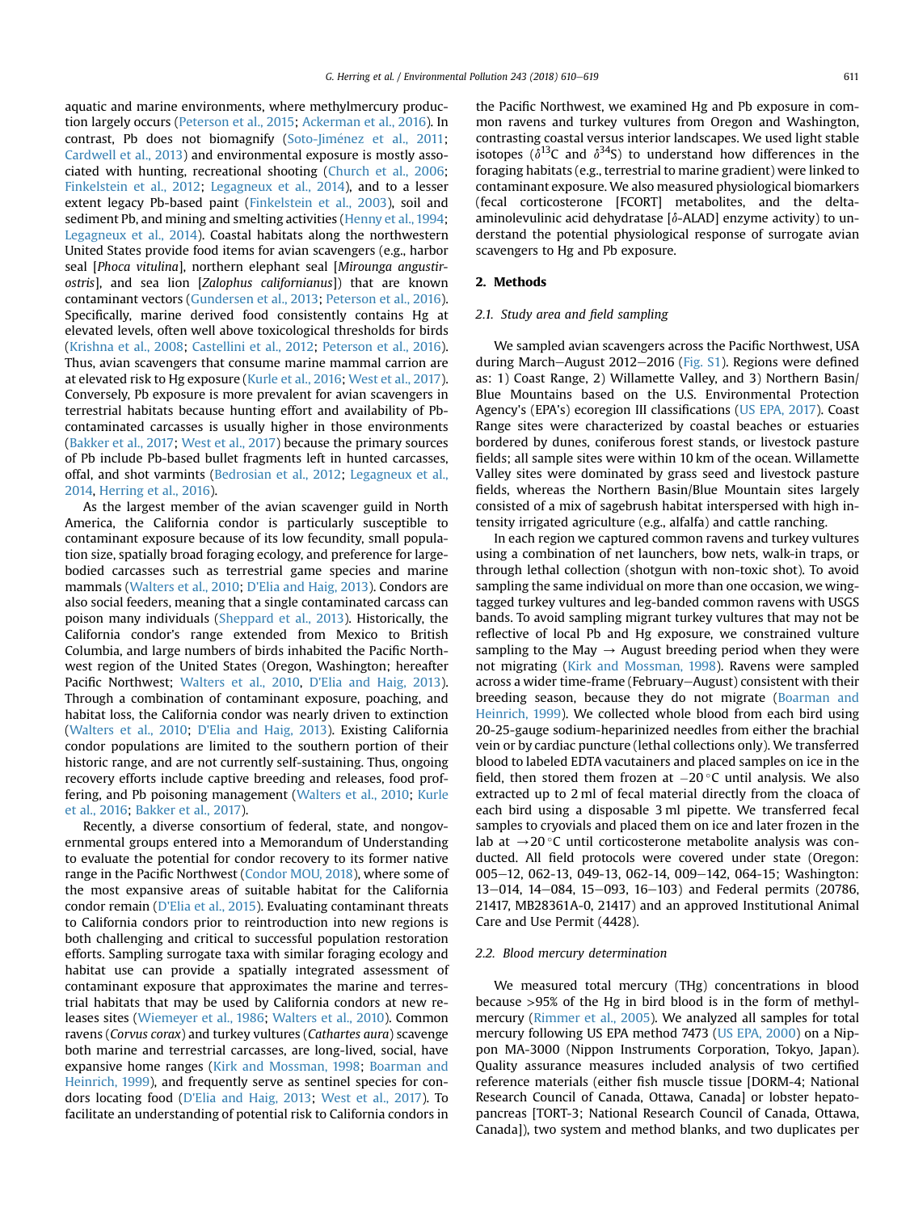aquatic and marine environments, where methylmercury production largely occurs (Peterson et al., 2015; Ackerman et al., 2016). In contrast, Pb does not biomagnify (Soto-Jiménez et al., 2011; Cardwell et al., 2013) and environmental exposure is mostly associated with hunting, recreational shooting (Church et al., 2006; Finkelstein et al., 2012; Legagneux et al., 2014), and to a lesser extent legacy Pb-based paint (Finkelstein et al., 2003), soil and sediment Pb, and mining and smelting activities (Henny et al., 1994; Legagneux et al., 2014). Coastal habitats along the northwestern United States provide food items for avian scavengers (e.g., harbor seal [*Phoca vitulina*], northern elephant seal [*Mirounga angustirostris*], and sea lion [*Zalophus californianus*]) that are known contaminant vectors (Gundersen et al., 2013; Peterson et al., 2016). Specifically, marine derived food consistently contains Hg at elevated levels, often well above toxicological thresholds for birds (Krishna et al., 2008; Castellini et al., 2012; Peterson et al., 2016). Thus, avian scavengers that consume marine mammal carrion are at elevated risk to Hg exposure (Kurle et al., 2016; West et al., 2017). Conversely, Pb exposure is more prevalent for avian scavengers in terrestrial habitats because hunting effort and availability of Pb-contaminated carcasses is usually higher in those environments (Bakker et al., 2017; West et al., 2017) because the primary sources of Pb include Pb-based bullet fragments left in hunted carcasses, offal, and shot varmints (Bedrosian et al., 2012; Legagneux et al., 2014, Herring et al., 2016).

As the largest member of the avian scavenger guild in North America, the California condor is particularly susceptible to contaminant exposure because of its low fecundity, small population size, spatially broad foraging ecology, and preference for large-bodied carcasses such as terrestrial game species and marine mammals (Walters et al., 2010; D'Elia and Haig, 2013). Condors are also social feeders, meaning that a single contaminated carcass can poison many individuals (Sheppard et al., 2013). Historically, the California condor's range extended from Mexico to British Columbia, and large numbers of birds inhabited the Pacific Northwest region of the United States (Oregon, Washington; hereafter Pacific Northwest; Walters et al., 2010, D'Elia and Haig, 2013). Through a combination of contaminant exposure, poaching, and habitat loss, the California condor was nearly driven to extinction (Walters et al., 2010; D'Elia and Haig, 2013). Existing California condor populations are limited to the southern portion of their historic range, and are not currently self-sustaining. Thus, ongoing recovery efforts include captive breeding and releases, food proffering, and Pb poisoning management (Walters et al., 2010; Kurle et al., 2016; Bakker et al., 2017).

Recently, a diverse consortium of federal, state, and nongovernmental groups entered into a Memorandum of Understanding to evaluate the potential for condor recovery to its former native range in the Pacific Northwest (Condor MOU, 2018), where some of the most expansive areas of suitable habitat for the California condor remain (D'Elia et al., 2015). Evaluating contaminant threats to California condors prior to reintroduction into new regions is both challenging and critical to successful population restoration efforts. Sampling surrogate taxa with similar foraging ecology and habitat use can provide a spatially integrated assessment of contaminant exposure that approximates the marine and terrestrial habitats that may be used by California condors at new releases sites (Wiemeyer et al., 1986; Walters et al., 2010). Common ravens (*Corvus corax*) and turkey vultures (*Cathartes aura*) scavenge both marine and terrestrial carcasses, are long-lived, social, have expansive home ranges (Kirk and Mossman, 1998; Boarman and Heinrich, 1999), and frequently serve as sentinel species for condors locating food (D'Elia and Haig, 2013; West et al., 2017). To facilitate an understanding of potential risk to California condors in the Pacific Northwest, we examined Hg and Pb exposure in common ravens and turkey vultures from Oregon and Washington, contrasting coastal versus interior landscapes. We used light stable isotopes ($\delta^{13}C$ and $\delta^{34}S$) to understand how differences in the foraging habitats (e.g., terrestrial to marine gradient) were linked to contaminant exposure. We also measured physiological biomarkers (fecal corticosterone [FCORT] metabolites, and the delta-aminolevulinic acid dehydratase [$\delta$-ALAD] enzyme activity) to understand the potential physiological response of surrogate avian scavengers to Hg and Pb exposure.

## 2. Methods

### 2.1. Study area and field sampling

We sampled avian scavengers across the Pacific Northwest, USA during March–August 2012–2016 (Fig. S1). Regions were defined as: 1) Coast Range, 2) Willamette Valley, and 3) Northern Basin/Blue Mountains based on the U.S. Environmental Protection Agency's (EPA's) ecoregion III classifications (US EPA, 2017). Coast Range sites were characterized by coastal beaches or estuaries bordered by dunes, coniferous forest stands, or livestock pasture fields; all sample sites were within 10 km of the ocean. Willamette Valley sites were dominated by grass seed and livestock pasture fields, whereas the Northern Basin/Blue Mountain sites largely consisted of a mix of sagebrush habitat interspersed with high intensity irrigated agriculture (e.g., alfalfa) and cattle ranching.

In each region we captured common ravens and turkey vultures using a combination of net launchers, bow nets, walk-in traps, or through lethal collection (shotgun with non-toxic shot). To avoid sampling the same individual on more than one occasion, we wing-tagged turkey vultures and leg-banded common ravens with USGS bands. To avoid sampling migrant turkey vultures that may not be reflective of local Pb and Hg exposure, we constrained vulture sampling to the May → August breeding period when they were not migrating (Kirk and Mossman, 1998). Ravens were sampled across a wider time-frame (February–August) consistent with their breeding season, because they do not migrate (Boarman and Heinrich, 1999). We collected whole blood from each bird using 20-25-gauge sodium-heparinized needles from either the brachial vein or by cardiac puncture (lethal collections only). We transferred blood to labeled EDTA vacutainers and placed samples on ice in the field, then stored them frozen at −20 °C until analysis. We also extracted up to 2 ml of fecal material directly from the cloaca of each bird using a disposable 3 ml pipette. We transferred fecal samples to cryovials and placed them on ice and later frozen in the lab at →20 °C until corticosterone metabolite analysis was conducted. All field protocols were covered under state (Oregon: 005–12, 062-13, 049-13, 062-14, 009–142, 064-15; Washington: 13–014, 14–084, 15–093, 16–103) and Federal permits (20786, 21417, MB28361A-0, 21417) and an approved Institutional Animal Care and Use Permit (4428).

### 2.2. Blood mercury determination

We measured total mercury (THg) concentrations in blood because >95% of the Hg in bird blood is in the form of methylmercury (Rimmer et al., 2005). We analyzed all samples for total mercury following US EPA method 7473 (US EPA, 2000) on a Nippon MA-3000 (Nippon Instruments Corporation, Tokyo, Japan). Quality assurance measures included analysis of two certified reference materials (either fish muscle tissue [DORM-4; National Research Council of Canada, Ottawa, Canada] or lobster hepatopancreas [TORT-3; National Research Council of Canada, Ottawa, Canada]), two system and method blanks, and two duplicates per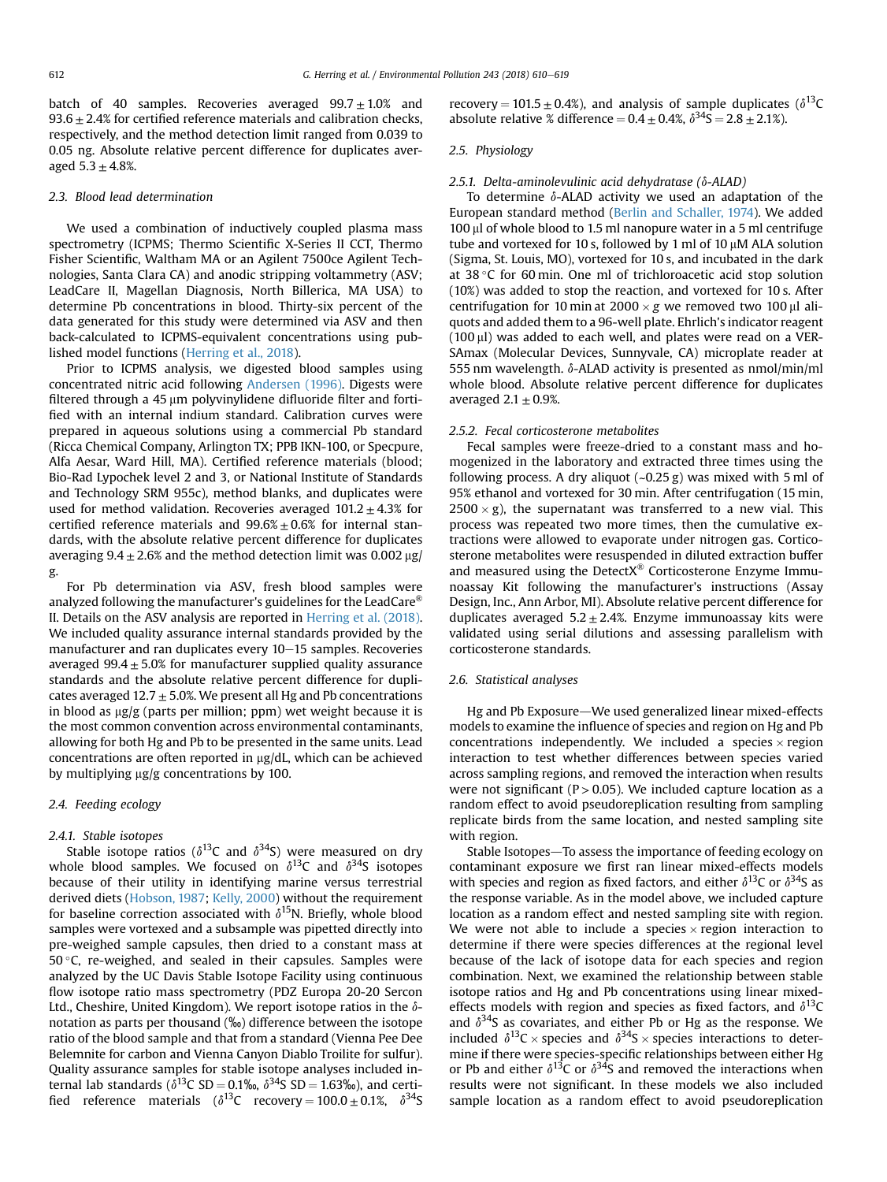batch of 40 samples. Recoveries averaged $99.7 \pm 1.0\%$ and $93.6 \pm 2.4\%$ for certified reference materials and calibration checks, respectively, and the method detection limit ranged from 0.039 to 0.05 ng. Absolute relative percent difference for duplicates averaged $5.3 \pm 4.8\%$.

### 2.3. Blood lead determination

We used a combination of inductively coupled plasma mass spectrometry (ICPMS; Thermo Scientific X-Series II CCT, Thermo Fisher Scientific, Waltham MA or an Agilent 7500ce Agilent Technologies, Santa Clara CA) and anodic stripping voltammetry (ASV; LeadCare II, Magellan Diagnosis, North Billerica, MA USA) to determine Pb concentrations in blood. Thirty-six percent of the data generated for this study were determined via ASV and then back-calculated to ICPMS-equivalent concentrations using published model functions (Herring et al., 2018).

Prior to ICPMS analysis, we digested blood samples using concentrated nitric acid following Andersen (1996). Digests were filtered through a 45 μm polyvinylidene difluoride filter and fortified with an internal indium standard. Calibration curves were prepared in aqueous solutions using a commercial Pb standard (Ricca Chemical Company, Arlington TX; PPB IKN-100, or Specpure, Alfa Aesar, Ward Hill, MA). Certified reference materials (blood; Bio-Rad Lypochek level 2 and 3, or National Institute of Standards and Technology SRM 955c), method blanks, and duplicates were used for method validation. Recoveries averaged $101.2 \pm 4.3\%$ for certified reference materials and $99.6\% \pm 0.6\%$ for internal standards, with the absolute relative percent difference for duplicates averaging $9.4 \pm 2.6\%$ and the method detection limit was 0.002 μg/g.

For Pb determination via ASV, fresh blood samples were analyzed following the manufacturer's guidelines for the LeadCare® II. Details on the ASV analysis are reported in Herring et al. (2018). We included quality assurance internal standards provided by the manufacturer and ran duplicates every 10–15 samples. Recoveries averaged $99.4 \pm 5.0\%$ for manufacturer supplied quality assurance standards and the absolute relative percent difference for duplicates averaged $12.7 \pm 5.0\%$. We present all Hg and Pb concentrations in blood as μg/g (parts per million; ppm) wet weight because it is the most common convention across environmental contaminants, allowing for both Hg and Pb to be presented in the same units. Lead concentrations are often reported in μg/dL, which can be achieved by multiplying μg/g concentrations by 100.

### 2.4. Feeding ecology

#### 2.4.1. Stable isotopes

Stable isotope ratios ($\delta^{13}C$ and $\delta^{34}S$) were measured on dry whole blood samples. We focused on $\delta^{13}C$ and $\delta^{34}S$ isotopes because of their utility in identifying marine versus terrestrial derived diets (Hobson, 1987; Kelly, 2000) without the requirement for baseline correction associated with $\delta^{15}N$. Briefly, whole blood samples were vortexed and a subsample was pipetted directly into pre-weighed sample capsules, then dried to a constant mass at 50 °C, re-weighed, and sealed in their capsules. Samples were analyzed by the UC Davis Stable Isotope Facility using continuous flow isotope ratio mass spectrometry (PDZ Europa 20-20 Sercon Ltd., Cheshire, United Kingdom). We report isotope ratios in the $\delta$-notation as parts per thousand (‰) difference between the isotope ratio of the blood sample and that from a standard (Vienna Pee Dee Belemnite for carbon and Vienna Canyon Diablo Troilite for sulfur). Quality assurance samples for stable isotope analyses included internal lab standards ($\delta^{13}C$ SD = 0.1‰, $\delta^{34}S$ SD = 1.63‰), and certified reference materials ($\delta^{13}C$ recovery = $100.0 \pm 0.1\%$, $\delta^{34}S$ recovery = $101.5 \pm 0.4\%$), and analysis of sample duplicates ($\delta^{13}C$ absolute relative % difference = $0.4 \pm 0.4\%$, $\delta^{34}S = 2.8 \pm 2.1\%$).

### 2.5. Physiology

#### 2.5.1. Delta-aminolevulinic acid dehydratase ($\delta$-ALAD)

To determine $\delta$-ALAD activity we used an adaptation of the European standard method (Berlin and Schaller, 1974). We added 100 μl of whole blood to 1.5 ml nanopure water in a 5 ml centrifuge tube and vortexed for 10 s, followed by 1 ml of 10 μM ALA solution (Sigma, St. Louis, MO), vortexed for 10 s, and incubated in the dark at 38 °C for 60 min. One ml of trichloroacetic acid stop solution (10%) was added to stop the reaction, and vortexed for 10 s. After centrifugation for 10 min at 2000 × g we removed two 100 μl aliquots and added them to a 96-well plate. Ehrlich's indicator reagent (100 μl) was added to each well, and plates were read on a VERSAmax (Molecular Devices, Sunnyvale, CA) microplate reader at 555 nm wavelength. $\delta$-ALAD activity is presented as nmol/min/ml whole blood. Absolute relative percent difference for duplicates averaged $2.1 \pm 0.9\%$.

#### 2.5.2. Fecal corticosterone metabolites

Fecal samples were freeze-dried to a constant mass and homogenized in the laboratory and extracted three times using the following process. A dry aliquot (~0.25 g) was mixed with 5 ml of 95% ethanol and vortexed for 30 min. After centrifugation (15 min, 2500 × g), the supernatant was transferred to a new vial. This process was repeated two more times, then the cumulative extractions were allowed to evaporate under nitrogen gas. Corticosterone metabolites were resuspended in diluted extraction buffer and measured using the DetectX® Corticosterone Enzyme Immunoassay Kit following the manufacturer's instructions (Assay Design, Inc., Ann Arbor, MI). Absolute relative percent difference for duplicates averaged $5.2 \pm 2.4\%$. Enzyme immunoassay kits were validated using serial dilutions and assessing parallelism with corticosterone standards.

### 2.6. Statistical analyses

Hg and Pb Exposure—We used generalized linear mixed-effects models to examine the influence of species and region on Hg and Pb concentrations independently. We included a species × region interaction to test whether differences between species varied across sampling regions, and removed the interaction when results were not significant ($P > 0.05$). We included capture location as a random effect to avoid pseudoreplication resulting from sampling replicate birds from the same location, and nested sampling site with region.

Stable Isotopes—To assess the importance of feeding ecology on contaminant exposure we first ran linear mixed-effects models with species and region as fixed factors, and either $\delta^{13}C$ or $\delta^{34}S$ as the response variable. As in the model above, we included capture location as a random effect and nested sampling site with region. We were not able to include a species × region interaction to determine if there were species differences at the regional level because of the lack of isotope data for each species and region combination. Next, we examined the relationship between stable isotope ratios and Hg and Pb concentrations using linear mixed-effects models with region and species as fixed factors, and $\delta^{13}C$ and $\delta^{34}S$ as covariates, and either Pb or Hg as the response. We included $\delta^{13}C$ × species and $\delta^{34}S$ × species interactions to determine if there were species-specific relationships between either Hg or Pb and either $\delta^{13}C$ or $\delta^{34}S$ and removed the interactions when results were not significant. In these models we also included sample location as a random effect to avoid pseudoreplication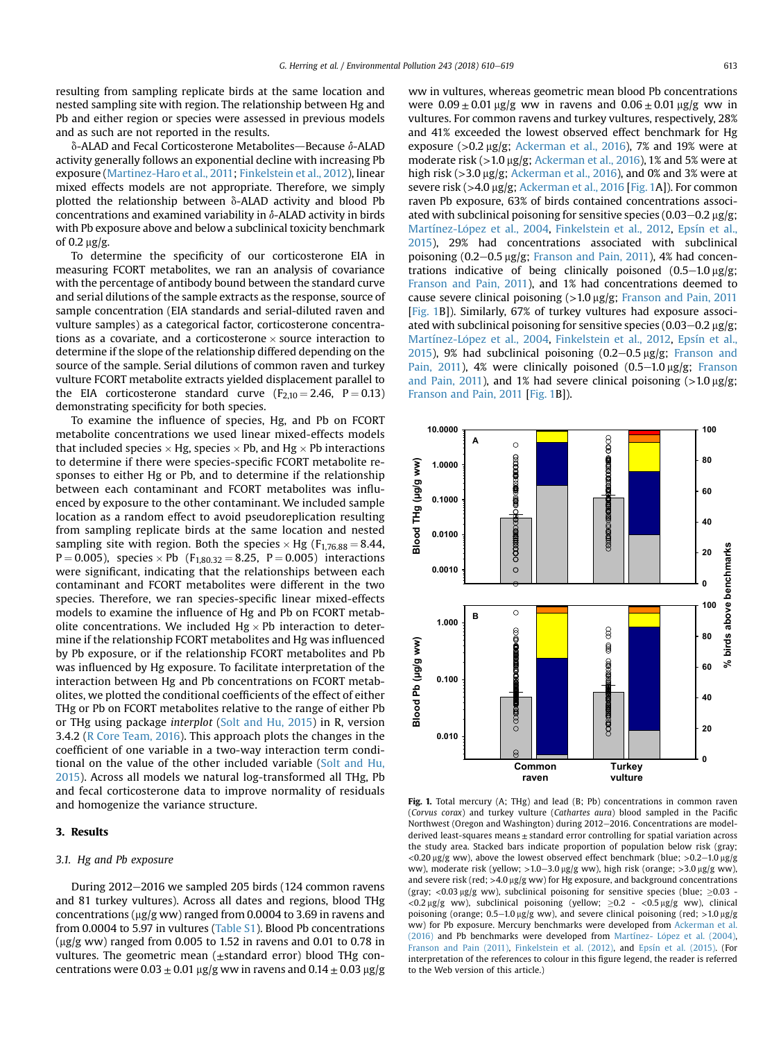resulting from sampling replicate birds at the same location and nested sampling site with region. The relationship between Hg and Pb and either region or species were assessed in previous models and as such are not reported in the results.

δ-ALAD and Fecal Corticosterone Metabolites—Because δ-ALAD activity generally follows an exponential decline with increasing Pb exposure (Martinez-Haro et al., 2011; Finkelstein et al., 2012), linear mixed effects models are not appropriate. Therefore, we simply plotted the relationship between δ-ALAD activity and blood Pb concentrations and examined variability in δ-ALAD activity in birds with Pb exposure above and below a subclinical toxicity benchmark of 0.2 μg/g.

To determine the specificity of our corticosterone EIA in measuring FCORT metabolites, we ran an analysis of covariance with the percentage of antibody bound between the standard curve and serial dilutions of the sample extracts as the response, source of sample concentration (EIA standards and serial-diluted raven and vulture samples) as a categorical factor, corticosterone concentrations as a covariate, and a corticosterone × source interaction to determine if the slope of the relationship differed depending on the source of the sample. Serial dilutions of common raven and turkey vulture FCORT metabolite extracts yielded displacement parallel to the EIA corticosterone standard curve ($F_{2,10} = 2.46$, $P = 0.13$) demonstrating specificity for both species.

To examine the influence of species, Hg, and Pb on FCORT metabolite concentrations we used linear mixed-effects models that included species × Hg, species × Pb, and Hg × Pb interactions to determine if there were species-specific FCORT metabolite responses to either Hg or Pb, and to determine if the relationship between each contaminant and FCORT metabolites was influenced by exposure to the other contaminant. We included sample location as a random effect to avoid pseudoreplication resulting from sampling replicate birds at the same location and nested sampling site with region. Both the species × Hg ($F_{1,76.88} = 8.44$, $P = 0.005$), species × Pb ($F_{1,80.32} = 8.25$, $P = 0.005$) interactions were significant, indicating that the relationships between each contaminant and FCORT metabolites were different in the two species. Therefore, we ran species-specific linear mixed-effects models to examine the influence of Hg and Pb on FCORT metabolite concentrations. We included Hg × Pb interaction to determine if the relationship FCORT metabolites and Hg was influenced by Pb exposure, or if the relationship FCORT metabolites and Pb was influenced by Hg exposure. To facilitate interpretation of the interaction between Hg and Pb concentrations on FCORT metabolites, we plotted the conditional coefficients of the effect of either THg or Pb on FCORT metabolites relative to the range of either Pb or THg using package *interplot* (Solt and Hu, 2015) in R, version 3.4.2 (R Core Team, 2016). This approach plots the changes in the coefficient of one variable in a two-way interaction term conditional on the value of the other included variable (Solt and Hu, 2015). Across all models we natural log-transformed all THgs, Pb and fecal corticosterone data to improve normality of residuals and homogenize the variance structure.

## 3. Results

### 3.1. Hg and Pb exposure

During 2012–2016 we sampled 205 birds (124 common ravens and 81 turkey vultures). Across all dates and regions, blood THg concentrations (μg/g ww) ranged from 0.0004 to 3.69 in ravens and from 0.0004 to 5.97 in vultures (Table S1). Blood Pb concentrations (μg/g ww) ranged from 0.005 to 1.52 in ravens and 0.01 to 0.78 in vultures. The geometric mean (±standard error) blood THg concentrations were 0.03 ± 0.01 μg/g ww in ravens and 0.14 ± 0.03 μg/g ww in vultures, whereas geometric mean blood Pb concentrations were 0.09 ± 0.01 μg/g ww in ravens and 0.06 ± 0.01 μg/g ww in vultures. For common ravens and turkey vultures, respectively, 28% and 41% exceeded the lowest observed effect benchmark for Hg exposure (>0.2 μg/g; Ackerman et al., 2016), 7% and 19% were at moderate risk (>1.0 μg/g; Ackerman et al., 2016), 1% and 5% were at high risk (>3.0 μg/g; Ackerman et al., 2016), and 0% and 3% were at severe risk (>4.0 μg/g; Ackerman et al., 2016 [Fig. 1A]). For common raven Pb exposure, 63% of birds contained concentrations associated with subclinical poisoning for sensitive species (0.03–0.2 μg/g; Martínez-López et al., 2004, Finkelstein et al., 2012, Epsín et al., 2015), 29% had concentrations associated with subclinical poisoning (0.2–0.5 μg/g; Franson and Pain, 2011), 4% had concentrations indicative of being clinically poisoned (0.5–1.0 μg/g; Franson and Pain, 2011), and 1% had concentrations deemed to cause severe clinical poisoning (>1.0 μg/g; Franson and Pain, 2011 [Fig. 1B]). Similarly, 67% of turkey vultures had exposure associated with subclinical poisoning for sensitive species (0.03–0.2 μg/g; Martínez-López et al., 2004, Finkelstein et al., 2012, Epsín et al., 2015), 9% had subclinical poisoning (0.2–0.5 μg/g; Franson and Pain, 2011), 4% were clinically poisoned (0.5–1.0 μg/g; Franson and Pain, 2011), and 1% had severe clinical poisoning (>1.0 μg/g; Franson and Pain, 2011 [Fig. 1B]).

**Fig. 1.** Total mercury (A; THg) and lead (B; Pb) concentrations in common raven (*Corvus corax*) and turkey vulture (*Cathartes aura*) blood sampled in the Pacific Northwest (Oregon and Washington) during 2012–2016. Concentrations are model-derived least-squares means ± standard error controlling for spatial variation across the study area. Stacked bars indicate proportion of population below risk (gray; <0.20 μg/g ww), above the lowest observed effect benchmark (blue; >0.2–1.0 μg/g ww), moderate risk (yellow; >1.0–3.0 μg/g ww), high risk (orange; >3.0 μg/g ww), and severe risk (red; >4.0 μg/g ww) for Hg exposure, and background concentrations (gray; <0.03 μg/g ww), subclinical poisoning for sensitive species (blue; ≥0.03 - <0.2 μg/g ww), subclinical poisoning (yellow; ≥0.2 - <0.5 μg/g ww), clinical poisoning (orange; 0.5–1.0 μg/g ww), and severe clinical poisoning (red; >1.0 μg/g ww) for Pb exposure. Mercury benchmarks were developed from Ackerman et al. (2016) and Pb benchmarks were developed from Martínez- López et al. (2004), Franson and Pain (2011), Finkelstein et al. (2012), and Epsín et al. (2015). (For interpretation of the references to colour in this figure legend, the reader is referred to the Web version of this article.)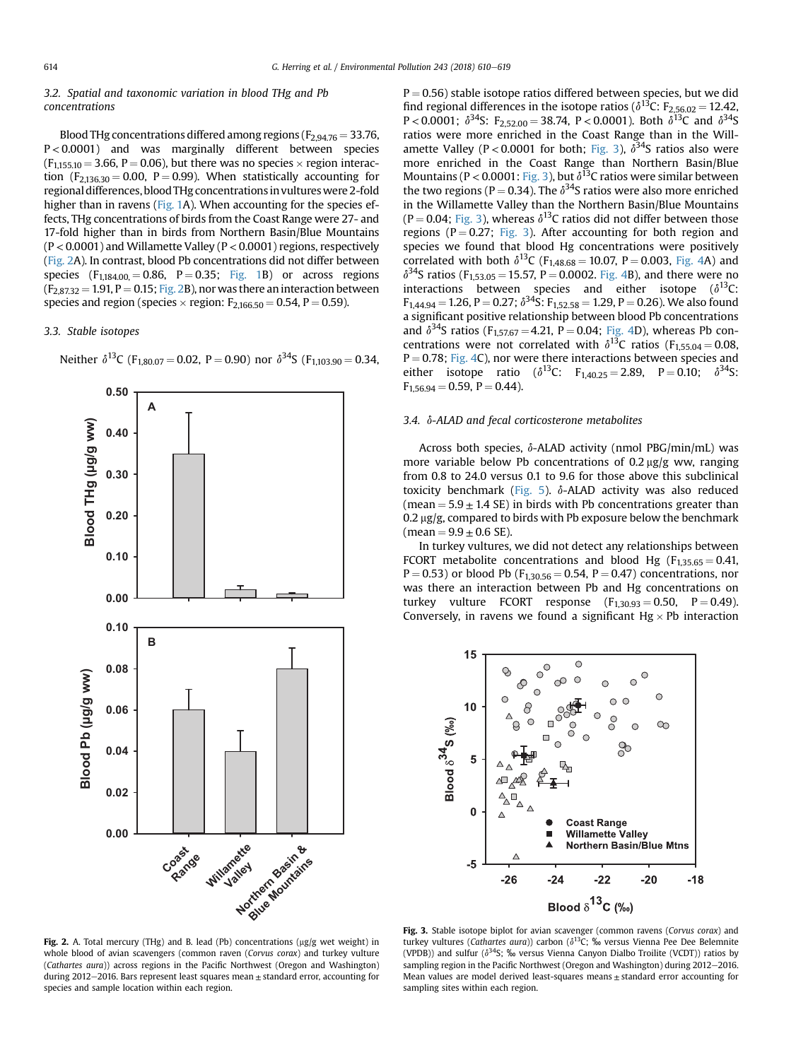### 3.2. Spatial and taxonomic variation in blood THg and Pb concentrations

Blood THg concentrations differed among regions ($F_{2,94.76} = 33.76$, $P < 0.0001$) and was marginally different between species ($F_{1,155.10} = 3.66$, $P = 0.06$), but there was no species × region interaction ($F_{2,136.30} = 0.00$, $P = 0.99$). When statistically accounting for regional differences, blood THg concentrations in vultures were 2-fold higher than in ravens (Fig. 1A). When accounting for the species effects, THg concentrations of birds from the Coast Range were 27- and 17-fold higher than in birds from Northern Basin/Blue Mountains ($P < 0.0001$) and Willamette Valley ($P < 0.0001$) regions, respectively (Fig. 2A). In contrast, blood Pb concentrations did not differ between species ($F_{1,184.00} = 0.86$, $P = 0.35$; Fig. 1B) or across regions ($F_{2,87.32} = 1.91$, $P = 0.15$; Fig. 2B), nor was there an interaction between species and region (species × region: $F_{2,166.50} = 0.54$, $P = 0.59$).

### 3.3. Stable isotopes

Neither $\delta^{13}C$ ($F_{1,80.07} = 0.02$, $P = 0.90$) nor $\delta^{34}S$ ($F_{1,103.90} = 0.34$, $P = 0.56$) stable isotope ratios differed between species, but we did find regional differences in the isotope ratios ($\delta^{13}C$: $F_{2,56.02} = 12.42$, $P < 0.0001$; $\delta^{34}S$: $F_{2,52.00} = 38.74$, $P < 0.0001$). Both $\delta^{13}C$ and $\delta^{34}S$ ratios were more enriched in the Coast Range than in the Willamette Valley ($P < 0.0001$ for both; Fig. 3), $\delta^{34}S$ ratios also were more enriched in the Coast Range than Northern Basin/Blue Mountains ($P < 0.0001$: Fig. 3), but $\delta^{13}C$ ratios were similar between the two regions ($P = 0.34$). The $\delta^{34}S$ ratios were also more enriched in the Willamette Valley than the Northern Basin/Blue Mountains ($P = 0.04$; Fig. 3), whereas $\delta^{13}C$ ratios did not differ between those regions ($P = 0.27$; Fig. 3). After accounting for both region and species we found that blood Hg concentrations were positively correlated with both $\delta^{13}C$ ($F_{1,48.68} = 10.07$, $P = 0.003$, Fig. 4A) and $\delta^{34}S$ ratios ($F_{1,53.05} = 15.57$, $P = 0.0002$. Fig. 4B), and there were no interactions between species and either isotope ($\delta^{13}C$: $F_{1,44.94} = 1.26$, $P = 0.27$; $\delta^{34}S$: $F_{1,52.58} = 1.29$, $P = 0.26$). We also found a significant positive relationship between blood Pb concentrations and $\delta^{34}S$ ratios ($F_{1,57.67} = 4.21$, $P = 0.04$; Fig. 4D), whereas Pb concentrations were not correlated with $\delta^{13}C$ ratios ($F_{1,55.04} = 0.08$, $P = 0.78$; Fig. 4C), nor were there interactions between species and either isotope ratio ($\delta^{13}C$: $F_{1,40.25} = 2.89$, $P = 0.10$; $\delta^{34}S$: $F_{1,56.94} = 0.59$, $P = 0.44$).

### 3.4. δ-ALAD and fecal corticosterone metabolites

Across both species, δ-ALAD activity (nmol PBG/min/mL) was more variable below Pb concentrations of 0.2 µg/g ww, ranging from 0.8 to 24.0 versus 0.1 to 9.6 for those above this subclinical toxicity benchmark (Fig. 5). δ-ALAD activity was also reduced (mean = 5.9 ± 1.4 SE) in birds with Pb concentrations greater than 0.2 µg/g, compared to birds with Pb exposure below the benchmark (mean = 9.9 ± 0.6 SE).

In turkey vultures, we did not detect any relationships between FCORT metabolite concentrations and blood Hg ($F_{1,35.65} = 0.41$, $P = 0.53$) or blood Pb ($F_{1,30.56} = 0.54$, $P = 0.47$) concentrations, nor was there an interaction between Pb and Hg concentrations on turkey vulture FCORT response ($F_{1,30.93} = 0.50$, $P = 0.49$). Conversely, in ravens we found a significant Hg × Pb interaction

**Fig. 2.** A. Total mercury (THg) and B. lead (Pb) concentrations (µg/g wet weight) in whole blood of avian scavengers (common raven (*Corvus corax*) and turkey vulture (*Cathartes aura*)) across regions in the Pacific Northwest (Oregon and Washington) during 2012–2016. Bars represent least squares mean ± standard error, accounting for species and sample location within each region.

**Fig. 3.** Stable isotope biplot for avian scavenger (common ravens (*Corvus corax*) and turkey vultures (*Cathartes aura*)) carbon ($\delta^{13}C$; ‰ versus Vienna Pee Dee Belemnite (VPDB)) and sulfur ($\delta^{34}S$; ‰ versus Vienna Canyon Dialbo Troilite (VCDT)) ratios by sampling region in the Pacific Northwest (Oregon and Washington) during 2012–2016. Mean values are model derived least-squares means ± standard error accounting for sampling sites within each region.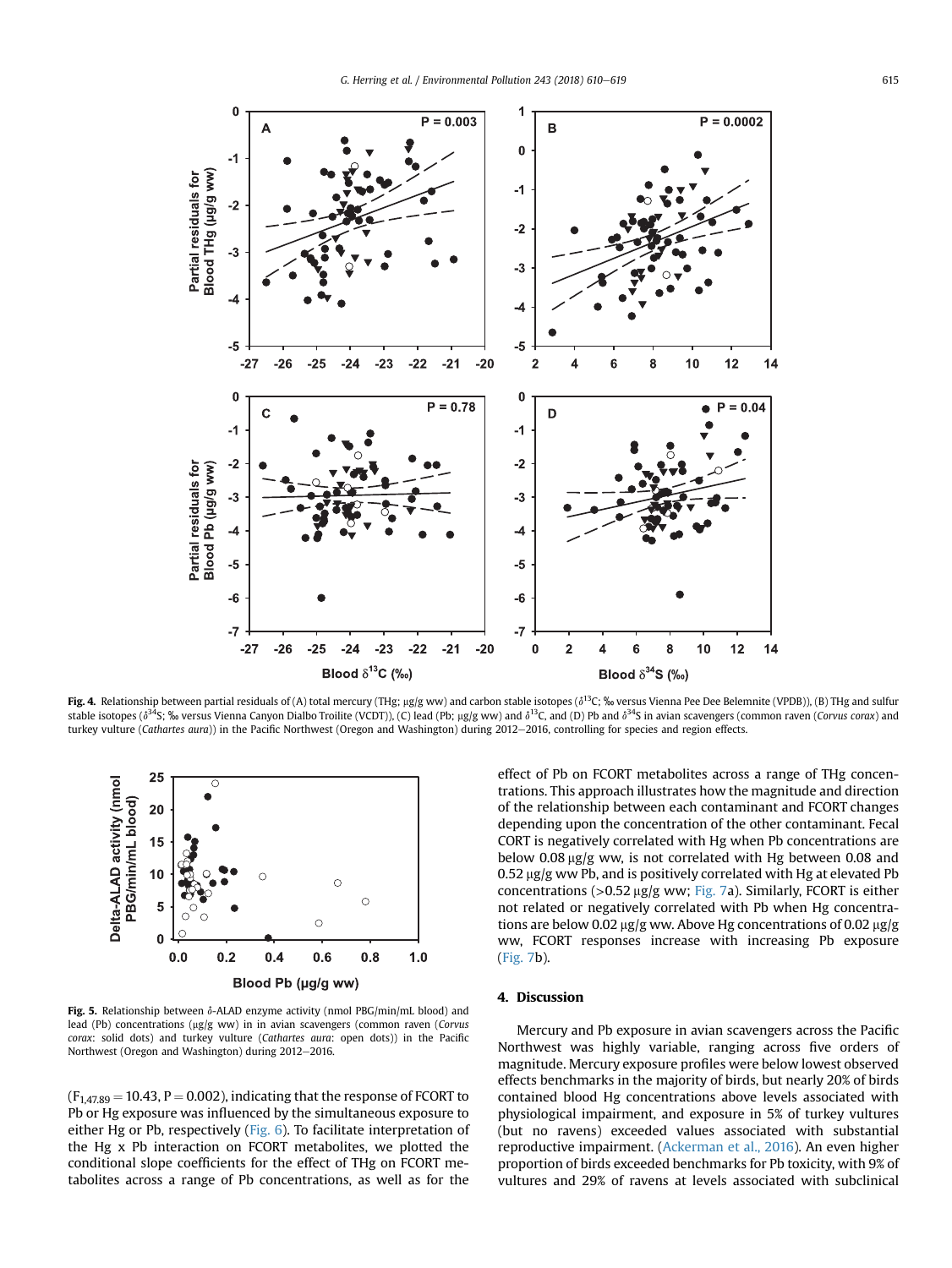**Fig. 4.** Relationship between partial residuals of (A) total mercury (THg; µg/g ww) and carbon stable isotopes ($\delta^{13}$C; ‰ versus Vienna Pee Dee Belemnite (VPDB)), (B) THg and sulfur stable isotopes ($\delta^{34}$S; ‰ versus Vienna Canyon Dialbo Troilite (VCDT)), (C) lead (Pb; µg/g ww) and $\delta^{13}$C, and (D) Pb and $\delta^{34}$S in avian scavengers (common raven (*Corvus corax*) and turkey vulture (*Cathartes aura*)) in the Pacific Northwest (Oregon and Washington) during 2012–2016, controlling for species and region effects.

**Fig. 5.** Relationship between δ-ALAD enzyme activity (nmol PBG/min/mL blood) and lead (Pb) concentrations (µg/g ww) in in avian scavengers (common raven (*Corvus corax*: solid dots) and turkey vulture (*Cathartes aura*: open dots)) in the Pacific Northwest (Oregon and Washington) during 2012–2016.

($F_{1,47.89} = 10.43$, $P = 0.002$), indicating that the response of FCORT to Pb or Hg exposure was influenced by the simultaneous exposure to either Hg or Pb, respectively (Fig. 6). To facilitate interpretation of the Hg x Pb interaction on FCORT metabolites, we plotted the conditional slope coefficients for the effect of THg on FCORT metabolites across a range of Pb concentrations, as well as for the effect of Pb on FCORT metabolites across a range of THg concentrations. This approach illustrates how the magnitude and direction of the relationship between each contaminant and FCORT changes depending upon the concentration of the other contaminant. Fecal CORT is negatively correlated with Hg when Pb concentrations are below 0.08 µg/g ww, is not correlated with Hg between 0.08 and 0.52 µg/g ww Pb, and is positively correlated with Hg at elevated Pb concentrations (>0.52 µg/g ww; Fig. 7a). Similarly, FCORT is either not related or negatively correlated with Pb when Hg concentrations are below 0.02 µg/g ww. Above Hg concentrations of 0.02 µg/g ww, FCORT responses increase with increasing Pb exposure (Fig. 7b).

## 4. Discussion

Mercury and Pb exposure in avian scavengers across the Pacific Northwest was highly variable, ranging across five orders of magnitude. Mercury exposure profiles were below lowest observed effects benchmarks in the majority of birds, but nearly 20% of birds contained blood Hg concentrations above levels associated with physiological impairment, and exposure in 5% of turkey vultures (but no ravens) exceeded values associated with substantial reproductive impairment. (Ackerman et al., 2016). An even higher proportion of birds exceeded benchmarks for Pb toxicity, with 9% of vultures and 29% of ravens at levels associated with subclinical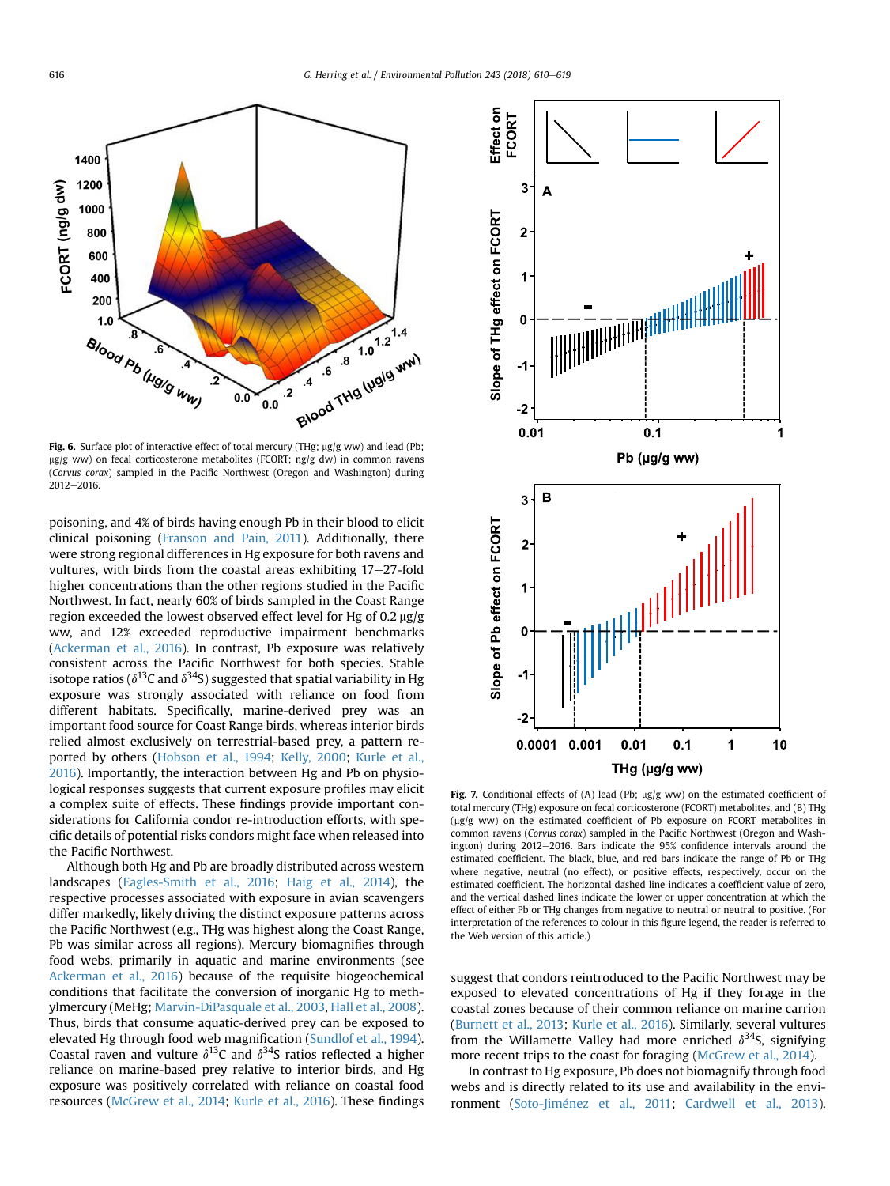**Fig. 6.** Surface plot of interactive effect of total mercury (THg; μg/g ww) and lead (Pb; μg/g ww) on fecal corticosterone metabolites (FCORT; ng/g dw) in common ravens (*Corvus corax*) sampled in the Pacific Northwest (Oregon and Washington) during 2012–2016.

poisoning, and 4% of birds having enough Pb in their blood to elicit clinical poisoning (Franson and Pain, 2011). Additionally, there were strong regional differences in Hg exposure for both ravens and vultures, with birds from the coastal areas exhibiting 17–27-fold higher concentrations than the other regions studied in the Pacific Northwest. In fact, nearly 60% of birds sampled in the Coast Range region exceeded the lowest observed effect level for Hg of 0.2 μg/g ww, and 12% exceeded reproductive impairment benchmarks (Ackerman et al., 2016). In contrast, Pb exposure was relatively consistent across the Pacific Northwest for both species. Stable isotope ratios ($\delta^{13}C$ and $\delta^{34}S$) suggested that spatial variability in Hg exposure was strongly associated with reliance on food from different habitats. Specifically, marine-derived prey was an important food source for Coast Range birds, whereas interior birds relied almost exclusively on terrestrial-based prey, a pattern reported by others (Hobson et al., 1994; Kelly, 2000; Kurle et al., 2016). Importantly, the interaction between Hg and Pb on physiological responses suggests that current exposure profiles may elicit a complex suite of effects. These findings provide important considerations for California condor re-introduction efforts, with specific details of potential risks condors might face when released into the Pacific Northwest.

Although both Hg and Pb are broadly distributed across western landscapes (Eagles-Smith et al., 2016; Haig et al., 2014), the respective processes associated with exposure in avian scavengers differ markedly, likely driving the distinct exposure patterns across the Pacific Northwest (e.g., THg was highest along the Coast Range, Pb was similar across all regions). Mercury biomagnifies through food webs, primarily in aquatic and marine environments (see Ackerman et al., 2016) because of the requisite biogeochemical conditions that facilitate the conversion of inorganic Hg to methylmercury (MeHg; Marvin-DiPasquale et al., 2003, Hall et al., 2008). Thus, birds that consume aquatic-derived prey can be exposed to elevated Hg through food web magnification (Sundlof et al., 1994). Coastal raven and vulture $\delta^{13}C$ and $\delta^{34}S$ ratios reflected a higher reliance on marine-based prey relative to interior birds, and Hg exposure was positively correlated with reliance on coastal food resources (McGrew et al., 2014; Kurle et al., 2016). These findings suggest that condors reintroduced to the Pacific Northwest may be exposed to elevated concentrations of Hg if they forage in the coastal zones because of their common reliance on marine carrion (Burnett et al., 2013; Kurle et al., 2016). Similarly, several vultures from the Willamette Valley had more enriched $\delta^{34}S$, signifying more recent trips to the coast for foraging (McGrew et al., 2014).

**Fig. 7.** Conditional effects of (A) lead (Pb; μg/g ww) on the estimated coefficient of total mercury (THg) exposure on fecal corticosterone (FCORT) metabolites, and (B) THg (μg/g ww) on the estimated coefficient of Pb exposure on FCORT metabolites in common ravens (*Corvus corax*) sampled in the Pacific Northwest (Oregon and Washington) during 2012–2016. Bars indicate the 95% confidence intervals around the estimated coefficient. The black, blue, and red bars indicate the range of Pb or THg where negative, neutral (no effect), or positive effects, respectively, occur on the estimated coefficient. The horizontal dashed line indicates a coefficient value of zero, and the vertical dashed lines indicate the lower or upper concentration at which the effect of either Pb or THg changes from negative to neutral or neutral to positive. (For interpretation of the references to colour in this figure legend, the reader is referred to the Web version of this article.)

In contrast to Hg exposure, Pb does not biomagnify through food webs and is directly related to its use and availability in the environment (Soto-Jiménez et al., 2011; Cardwell et al., 2013).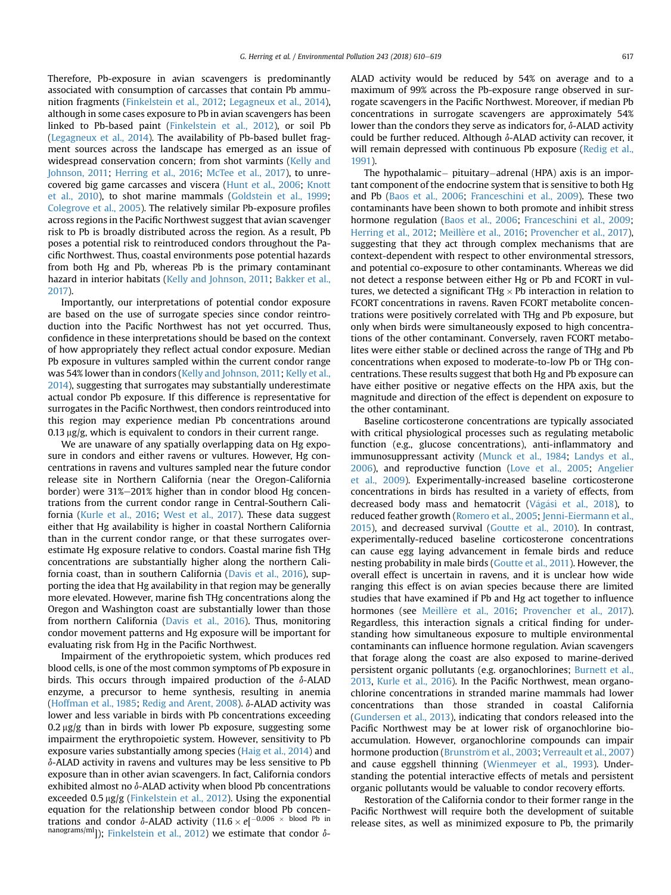Therefore, Pb-exposure in avian scavengers is predominantly associated with consumption of carcasses that contain Pb ammunition fragments (Finkelstein et al., 2012; Legagneux et al., 2014), although in some cases exposure to Pb in avian scavengers has been linked to Pb-based paint (Finkelstein et al., 2012), or soil Pb (Legagneux et al., 2014). The availability of Pb-based bullet fragment sources across the landscape has emerged as an issue of widespread conservation concern; from shot varmints (Kelly and Johnson, 2011; Herring et al., 2016; McTee et al., 2017), to unrecovered big game carcasses and viscera (Hunt et al., 2006; Knott et al., 2010), to shot marine mammals (Goldstein et al., 1999; Colegrove et al., 2005). The relatively similar Pb-exposure profiles across regions in the Pacific Northwest suggest that avian scavenger risk to Pb is broadly distributed across the region. As a result, Pb poses a potential risk to reintroduced condors throughout the Pacific Northwest. Thus, coastal environments pose potential hazards from both Hg and Pb, whereas Pb is the primary contaminant hazard in interior habitats (Kelly and Johnson, 2011; Bakker et al., 2017).

Importantly, our interpretations of potential condor exposure are based on the use of surrogate species since condor reintroduction into the Pacific Northwest has not yet occurred. Thus, confidence in these interpretations should be based on the context of how appropriately they reflect actual condor exposure. Median Pb exposure in vultures sampled within the current condor range was 54% lower than in condors (Kelly and Johnson, 2011; Kelly et al., 2014), suggesting that surrogates may substantially underestimate actual condor Pb exposure. If this difference is representative for surrogates in the Pacific Northwest, then condors reintroduced into this region may experience median Pb concentrations around 0.13 μg/g, which is equivalent to condors in their current range.

We are unaware of any spatially overlapping data on Hg exposure in condors and either ravens or vultures. However, Hg concentrations in ravens and vultures sampled near the future condor release site in Northern California (near the Oregon-California border) were 31%–201% higher than in condor blood Hg concentrations from the current condor range in Central-Southern California (Kurle et al., 2016; West et al., 2017). These data suggest either that Hg availability is higher in coastal Northern California than in the current condor range, or that these surrogates overestimate Hg exposure relative to condors. Coastal marine fish THg concentrations are substantially higher along the northern California coast, than in southern California (Davis et al., 2016), supporting the idea that Hg availability in that region may be generally more elevated. However, marine fish THg concentrations along the Oregon and Washington coast are substantially lower than those from northern California (Davis et al., 2016). Thus, monitoring condor movement patterns and Hg exposure will be important for evaluating risk from Hg in the Pacific Northwest.

Impairment of the erythropoietic system, which produces red blood cells, is one of the most common symptoms of Pb exposure in birds. This occurs through impaired production of the δ-ALAD enzyme, a precursor to heme synthesis, resulting in anemia (Hoffman et al., 1985; Redig and Arent, 2008). δ-ALAD activity was lower and less variable in birds with Pb concentrations exceeding 0.2 μg/g than in birds with lower Pb exposure, suggesting some impairment the erythropoietic system. However, sensitivity to Pb exposure varies substantially among species (Haig et al., 2014) and δ-ALAD activity in ravens and vultures may be less sensitive to Pb exposure than in other avian scavengers. In fact, California condors exhibited almost no δ-ALAD activity when blood Pb concentrations exceeded 0.5 μg/g (Finkelstein et al., 2012). Using the exponential equation for the relationship between condor blood Pb concentrations and condor δ-ALAD activity ($11.6 \times e^{[-0.006 \times \text{blood Pb in nanograms/ml}]}$); Finkelstein et al., 2012) we estimate that condor δ-ALAD activity would be reduced by 54% on average and to a maximum of 99% across the Pb-exposure range observed in surrogate scavengers in the Pacific Northwest. Moreover, if median Pb concentrations in surrogate scavengers are approximately 54% lower than the condors they serve as indicators for, δ-ALAD activity could be further reduced. Although δ-ALAD activity can recover, it will remain depressed with continuous Pb exposure (Redig et al., 1991).

The hypothalamic– pituitary–adrenal (HPA) axis is an important component of the endocrine system that is sensitive to both Hg and Pb (Baos et al., 2006; Franceschini et al., 2009). These two contaminants have been shown to both promote and inhibit stress hormone regulation (Baos et al., 2006; Franceschini et al., 2009; Herring et al., 2012; Meillère et al., 2016; Provencher et al., 2017), suggesting that they act through complex mechanisms that are context-dependent with respect to other environmental stressors, and potential co-exposure to other contaminants. Whereas we did not detect a response between either Hg or Pb and FCORT in vultures, we detected a significant THg × Pb interaction in relation to FCORT concentrations in ravens. Raven FCORT metabolite concentrations were positively correlated with THg and Pb exposure, but only when birds were simultaneously exposed to high concentrations of the other contaminant. Conversely, raven FCORT metabolites were either stable or declined across the range of THg and Pb concentrations when exposed to moderate-to-low Pb or THg concentrations. These results suggest that both Hg and Pb exposure can have either positive or negative effects on the HPA axis, but the magnitude and direction of the effect is dependent on exposure to the other contaminant.

Baseline corticosterone concentrations are typically associated with critical physiological processes such as regulating metabolic function (e.g., glucose concentrations), anti-inflammatory and immunosuppressant activity (Munck et al., 1984; Landys et al., 2006), and reproductive function (Love et al., 2005; Angelier et al., 2009). Experimentally-increased baseline corticosterone concentrations in birds has resulted in a variety of effects, from decreased body mass and hematocrit (Vágási et al., 2018), to reduced feather growth (Romero et al., 2005; Jenni-Eiermann et al., 2015), and decreased survival (Goutte et al., 2010). In contrast, experimentally-reduced baseline corticosterone concentrations can cause egg laying advancement in female birds and reduce nesting probability in male birds (Goutte et al., 2011). However, the overall effect is uncertain in ravens, and it is unclear how wide ranging this effect is on avian species because there are limited studies that have examined if Pb and Hg act together to influence hormones (see Meillère et al., 2016; Provencher et al., 2017). Regardless, this interaction signals a critical finding for understanding how simultaneous exposure to multiple environmental contaminants can influence hormone regulation. Avian scavengers that forage along the coast are also exposed to marine-derived persistent organic pollutants (e.g. organochlorines; Burnett et al., 2013, Kurle et al., 2016). In the Pacific Northwest, mean organochlorine concentrations in stranded marine mammals had lower concentrations than those stranded in coastal California (Gundersen et al., 2013), indicating that condors released into the Pacific Northwest may be at lower risk of organochlorine bioaccumulation. However, organochlorine compounds can impair hormone production (Brunström et al., 2003; Verreault et al., 2007) and cause eggshell thinning (Wienmeyer et al., 1993). Understanding the potential interactive effects of metals and persistent organic pollutants would be valuable to condor recovery efforts.

Restoration of the California condor to their former range in the Pacific Northwest will require both the development of suitable release sites, as well as minimized exposure to Pb, the primarily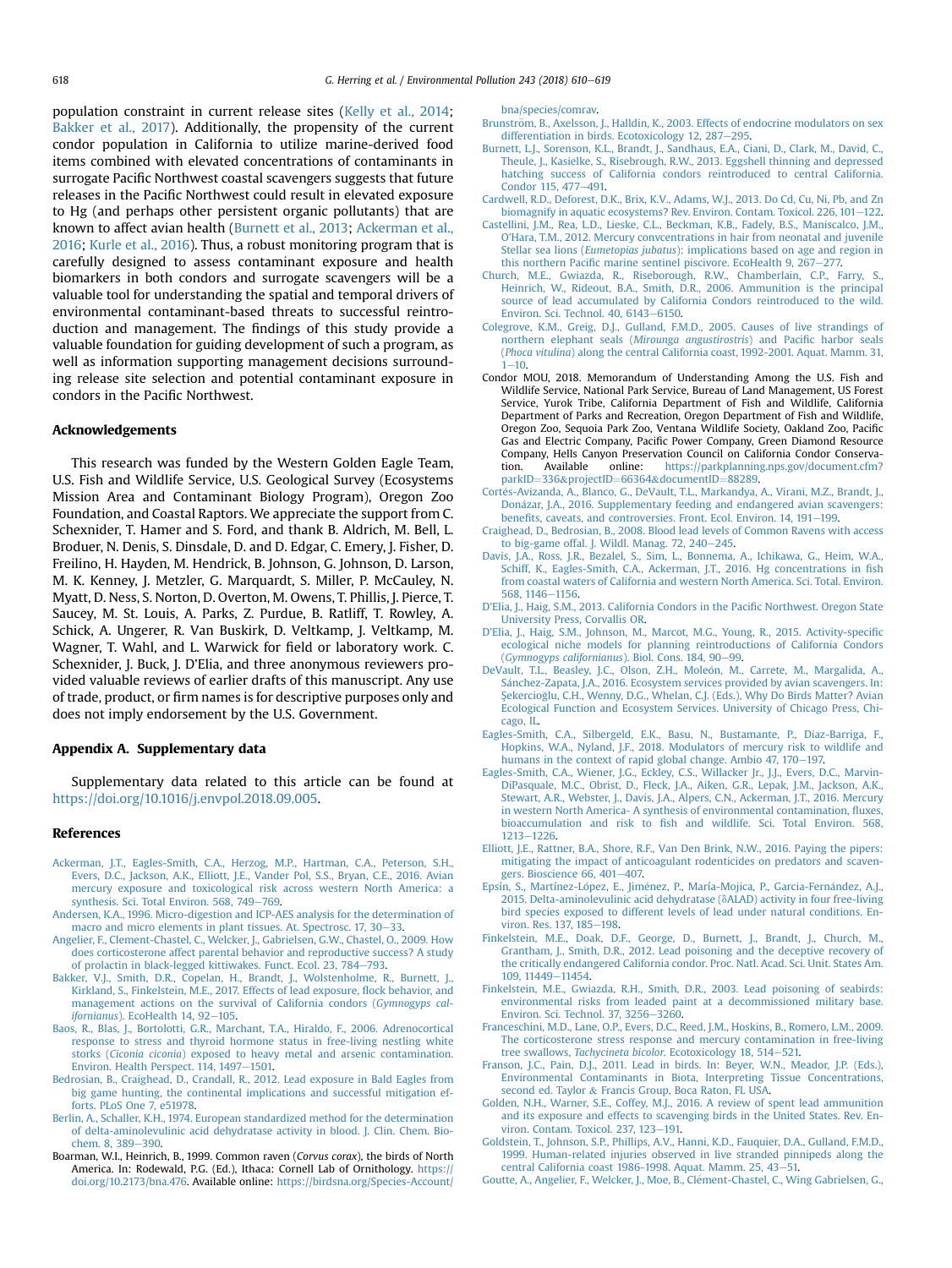population constraint in current release sites (Kelly et al., 2014; Bakker et al., 2017). Additionally, the propensity of the current condor population in California to utilize marine-derived food items combined with elevated concentrations of contaminants in surrogate Pacific Northwest coastal scavengers suggests that future releases in the Pacific Northwest could result in elevated exposure to Hg (and perhaps other persistent organic pollutants) that are known to affect avian health (Burnett et al., 2013; Ackerman et al., 2016; Kurle et al., 2016). Thus, a robust monitoring program that is carefully designed to assess contaminant exposure and health biomarkers in both condors and surrogate scavengers will be a valuable tool for understanding the spatial and temporal drivers of environmental contaminant-based threats to successful reintroduction and management. The findings of this study provide a valuable foundation for guiding development of such a program, as well as information supporting management decisions surrounding release site selection and potential contaminant exposure in condors in the Pacific Northwest.

## Acknowledgements

This research was funded by the Western Golden Eagle Team, U.S. Fish and Wildlife Service, U.S. Geological Survey (Ecosystems Mission Area and Contaminant Biology Program), Oregon Zoo Foundation, and Coastal Raptors. We appreciate the support from C. Schexnider, T. Hamer and S. Ford, and thank B. Aldrich, M. Bell, L. Broduer, N. Denis, S. Dinsdale, D. and D. Edgar, C. Emery, J. Fisher, D. Freilino, H. Hayden, M. Hendrick, B. Johnson, G. Johnson, D. Larson, M. K. Kenney, J. Metzler, G. Marquardt, S. Miller, P. McCauley, N. Myatt, D. Ness, S. Norton, D. Overton, M. Owens, T. Phillis, J. Pierce, T. Saucey, M. St. Louis, A. Parks, Z. Purdue, B. Ratliff, T. Rowley, A. Schick, A. Ungerer, R. Van Buskirk, D. Veltkamp, J. Veltkamp, M. Wagner, T. Wahl, and L. Warwick for field or laboratory work. C. Schexnider, J. Buck, J. D'Elia, and three anonymous reviewers provided valuable reviews of earlier drafts of this manuscript. Any use of trade, product, or firm names is for descriptive purposes only and does not imply endorsement by the U.S. Government.

## Appendix A. Supplementary data

Supplementary data related to this article can be found at https://doi.org/10.1016/j.envpol.2018.09.005.

## References

Ackerman, J.T., Eagles-Smith, C.A., Herzog, M.P., Hartman, C.A., Peterson, S.H., Evers, D.C., Jackson, A.K., Elliott, J.E., Vander Pol, S.S., Bryan, C.E., 2016. Avian mercury exposure and toxicological risk across western North America: a synthesis. Sci. Total Environ. 568, 749–769.

Andersen, K.A., 1996. Micro-digestion and ICP-AES analysis for the determination of macro and micro elements in plant tissues. At. Spectrosc. 17, 30–33.

Angelier, F., Clement-Chastel, C., Welcker, J., Gabrielsen, G.W., Chastel, O., 2009. How does corticosterone affect parental behavior and reproductive success? A study of prolactin in black-legged kittiwakes. Funct. Ecol. 23, 784–793.

Bakker, V.J., Smith, D.R., Copelan, H., Brandt, J., Wolstenholme, R., Burnett, J., Kirkland, S., Finkelstein, M.E., 2017. Effects of lead exposure, flock behavior, and management actions on the survival of California condors (*Gymnogyps californianus*). EcoHealth 14, 92–105.

Baos, R., Blas, J., Bortolotti, G.R., Marchant, T.A., Hiraldo, F., 2006. Adrenocortical response to stress and thyroid hormone status in free-living nestling white storks (*Ciconia ciconia*) exposed to heavy metal and arsenic contamination. Environ. Health Perspect. 114, 1497–1501.

Bedrosian, B., Craighead, D., Crandall, R., 2012. Lead exposure in Bald Eagles from big game hunting, the continental implications and successful mitigation efforts. PLoS One 7, e51978.

Berlin, A., Schaller, K.H., 1974. European standardized method for the determination of delta-aminolevulinic acid dehydratase activity in blood. J. Clin. Chem. Biochem. 8, 389–390.

Boarman, W.I., Heinrich, B., 1999. Common raven (*Corvus corax*), the birds of North America. In: Rodewald, P.G. (Ed.), Ithaca: Cornell Lab of Ornithology. https://doi.org/10.2173/bna.476. Available online: https://birdsna.org/Species-Account/bna/species/comrav.

Brunström, B., Axelsson, J., Halldin, K., 2003. Effects of endocrine modulators on sex differentiation in birds. Ecotoxicology 12, 287–295.

Burnett, L.J., Sorenson, K.L., Brandt, J., Sandhaus, E.A., Ciani, D., Clark, M., David, C., Theule, J., Kasielke, S., Risebrough, R.W., 2013. Eggshell thinning and depressed hatching success of California condors reintroduced to central California. Condor 115, 477–491.

Cardwell, R.D., Deforest, D.K., Brix, K.V., Adams, W.J., 2013. Do Cd, Cu, Ni, Pb, and Zn biomagnify in aquatic ecosystems? Rev. Environ. Contam. Toxicol. 226, 101–122.

Castellini, J.M., Rea, L.D., Lieske, C.L., Beckman, K.B., Fadely, B.S., Maniscalco, J.M., O'Hara, T.M., 2012. Mercury convcentrations in hair from neonatal and juvenile Stellar sea lions (*Eumetopias jubatus*): implications based on age and region in this northern Pacific marine sentinel piscivore. EcoHealth 9, 267–277.

Church, M.E., Gwiazda, R., Riseborough, R.W., Chamberlain, C.P., Farry, S., Heinrich, W., Rideout, B.A., Smith, D.R., 2006. Ammunition is the principal source of lead accumulated by California Condors reintroduced to the wild. Environ. Sci. Technol. 40, 6143–6150.

Colegrove, K.M., Greig, D.J., Gulland, F.M.D., 2005. Causes of live strandings of northern elephant seals (*Mirounga angustirostris*) and Pacific harbor seals (*Phoca vitulina*) along the central California coast, 1992-2001. Aquat. Mamm. 31, 1–10.

Condor MOU, 2018. Memorandum of Understanding Among the U.S. Fish and Wildlife Service, National Park Service, Bureau of Land Management, US Forest Service, Yurok Tribe, California Department of Fish and Wildlife, California Department of Parks and Recreation, Oregon Department of Fish and Wildlife, Oregon Zoo, Sequoia Park Zoo, Ventana Wildlife Society, Oakland Zoo, Pacific Gas and Electric Company, Pacific Power Company, Green Diamond Resource Company, Hells Canyon Preservation Council on California Condor Conservation. Available online: https://parkplanning.nps.gov/document.cfm?parkID=336&projectID=66364&documentID=88289.

Cortés-Avizanda, A., Blanco, G., DeVault, T.L., Markandya, A., Virani, M.Z., Brandt, J., Donázar, J.A., 2016. Supplementary feeding and endangered avian scavengers: benefits, caveats, and controversies. Front. Ecol. Environ. 14, 191–199.

Craighead, D., Bedrosian, B., 2008. Blood lead levels of Common Ravens with access to big-game offal. J. Wildl. Manag. 72, 240–245.

Davis, J.A., Ross, J.R., Bezalel, S., Sim, L., Bonnema, A., Ichikawa, G., Heim, W.A., Schiff, K., Eagles-Smith, C.A., Ackerman, J.T., 2016. Hg concentrations in fish from coastal waters of California and western North America. Sci. Total. Environ. 568, 1146–1156.

D'Elia, J., Haig, S.M., 2013. California Condors in the Pacific Northwest. Oregon State University Press, Corvallis OR.

D'Elia, J., Haig, S.M., Johnson, M., Marcot, M.G., Young, R., 2015. Activity-specific ecological niche models for planning reintroductions of California Condors (*Gymnogyps californianus*). Biol. Cons. 184, 90–99.

DeVault, T.L., Beasley, J.C., Olson, Z.H., Moleón, M., Carrete, M., Margalida, A., Sánchez-Zapata, J.A., 2016. Ecosystem services provided by avian scavengers. In: Şekercioğlu, C.H., Wenny, D.G., Whelan, C.J. (Eds.), Why Do Birds Matter? Avian Ecological Function and Ecosystem Services. University of Chicago Press, Chicago, IL.

Eagles-Smith, C.A., Silbergeld, E.K., Basu, N., Bustamante, P., Diaz-Barriga, F., Hopkins, W.A., Nyland, J.F., 2018. Modulators of mercury risk to wildlife and humans in the context of rapid global change. Ambio 47, 170–197.

Eagles-Smith, C.A., Wiener, J.G., Eckley, C.S., Willacker Jr., J.J., Evers, D.C., Marvin-DiPasquale, M.C., Obrist, D., Fleck, J.A., Aiken, G.R., Lepak, J.M., Jackson, A.K., Stewart, A.R., Webster, J., Davis, J.A., Alpers, C.N., Ackerman, J.T., 2016. Mercury in western North America- A synthesis of environmental contamination, fluxes, bioaccumulation and risk to fish and wildlife. Sci. Total Environ. 568, 1213–1226.

Elliott, J.E., Rattner, B.A., Shore, R.F., Van Den Brink, N.W., 2016. Paying the pipers: mitigating the impact of anticoagulant rodenticides on predators and scavengers. Bioscience 66, 401–407.

Epsín, S., Martínez-López, E., Jiménez, P., María-Mojica, P., Garcia-Fernández, A.J., 2015. Delta-aminolevulinic acid dehydratase (δALAD) activity in four free-living bird species exposed to different levels of lead under natural conditions. Environ. Res. 137, 185–198.

Finkelstein, M.E., Doak, D.F., George, D., Burnett, J., Brandt, J., Church, M., Grantham, J., Smith, D.R., 2012. Lead poisoning and the deceptive recovery of the critically endangered California condor. Proc. Natl. Acad. Sci. Unit. States Am. 109, 11449–11454.

Finkelstein, M.E., Gwiazda, R.H., Smith, D.R., 2003. Lead poisoning of seabirds: environmental risks from leaded paint at a decommissioned military base. Environ. Sci. Technol. 37, 3256–3260.

Franceschini, M.D., Lane, O.P., Evers, D.C., Reed, J.M., Hoskins, B., Romero, L.M., 2009. The corticosterone stress response and mercury contamination in free-living tree swallows, *Tachycineta bicolor*. Ecotoxicology 18, 514–521.

Franson, J.C., Pain, D.J., 2011. Lead in birds. In: Beyer, W.N., Meador, J.P. (Eds.), Environmental Contaminants in Biota, Interpreting Tissue Concentrations, second ed. Taylor & Francis Group, Boca Raton, FL USA.

Golden, N.H., Warner, S.E., Coffey, M.J., 2016. A review of spent lead ammunition and its exposure and effects to scavenging birds in the United States. Rev. Environ. Contam. Toxicol. 237, 123–191.

Goldstein, T., Johnson, S.P., Phillips, A.V., Hanni, K.D., Fauquier, D.A., Gulland, F.M.D., 1999. Human-related injuries observed in live stranded pinnipeds along the central California coast 1986-1998. Aquat. Mamm. 25, 43–51.

Goutte, A., Angelier, F., Welcker, J., Moe, B., Clément-Chastel, C., Wing Gabrielsen, G.,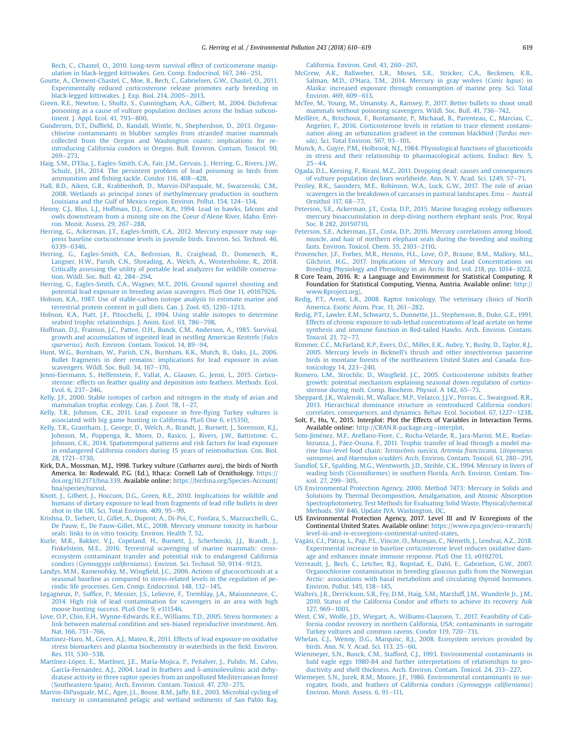Bech, C., Chastel, O., 2010. Long-term survival effect of corticosterone manipulation in black-legged kittiwakes. Gen. Comp. Endocrinol. 167, 246–251.

Goutte, A., Clement-Chastel, C., Moe, B., Bech, C., Gabrielsen, G.W., Chastel, O., 2011. Experimentally reduced corticosterone release promotes early breeding in black-legged kittiwakes. J. Exp. Biol. 214, 2005–2013.

Green, R.E., Newton, I., Shultz, S., Cunningham, A.A., Gilbert, M., 2004. Diclofenac poisoning as a cause of vulture population declines across the Indian subcontinent. J. Appl. Ecol. 41, 793–800.

Gundersen, D.T., Duffield, D., Randall, Wintle, N., Shepherdson, D., 2013. Organochlorine contaminants in blubber samples from stranded marine mammals collected from the Oregon and Washington coasts; implications for reintroducing California condors in Oregon. Bull. Environ. Contam. Toxicol. 90, 269–273.

Haig, S.M., D'Elia, J., Eagles-Smith, C.A., Fair, J.M., Gervais, J., Herring, G., Rivers, J.W., Schulz, J.H., 2014. The persistent problem of lead poisoning in birds from ammunition and fishing tackle. Condor 116, 408–428.

Hall, B.D., Aiken, G.R., Krabbenhoft, D., Marvin-DiPasquale, M., Swarzenski, C.M., 2008. Wetlands as principal zones of methylmercury production in southern Louisiana and the Gulf of Mexico region. Environ. Pollut. 154, 124–134.

Henny, C.J., Blus, L.J., Hoffman, D.J., Grove, R.A., 1994. Lead in hawks, falcons and owls downstream from a mining site on the Coeur d'Alene River, Idaho. Environ. Monit. Assess. 29, 267–288.

Herring, G., Ackerman, J.T., Eagles-Smith, C.A., 2012. Mercury exposure may suppress baseline corticosterone levels in juvenile birds. Environ. Sci. Technol. 46, 6339–6346.

Herring, G., Eagles-Smith, C.A., Bedrosian, B., Craighead, D., Domenech, R., Langner, H.W., Parish, C.N., Shreading, A., Welch, A., Wostenholme, R., 2018. Critically assessing the utility of portable lead analyzers for wildlife conservation. Wildl. Soc. Bull. 42, 284–294.

Herring, G., Eagles-Smith, C.A., Wagner, M.T., 2016. Ground squirrel shooting and potential lead exposure in breeding avian scavengers. PLoS One 11, e0167926.

Hobson, K.A., 1987. Use of stable-carbon isotope analysis to estimate marine and terrestrial protein content in gull diets. Can. J. Zool. 65, 1210–1213.

Hobson, K.A., Piatt, J.F., Pitocchelli, J., 1994. Using stable isotopes to determine seabird trophic relationships. J. Anim. Ecol. 63, 786–798.

Hoffman, D.J., Franson, J.C., Pattee, O.H., Bunck, C.M., Anderson, A., 1985. Survival, growth and accumulation of ingested lead in nestling American Kestrels (*Falco sparverius*). Arch. Environ. Contam. Toxicol. 14, 89–94.

Hunt, W.G., Burnham, W., Parish, C.N., Burnham, K.K., Mutch, B., Oaks, J.L., 2006. Bullet fragments in deer remains: implications for lead exposure in avian scavengers. Wildl. Soc. Bull. 34, 167–170.

Jenni-Eiermann, S., Helfenstein, F., Vallat, A., Glauser, G., Jenni, L., 2015. Corticosterone: effects on feather quality and deposition into feathers. Methods. Ecol. Evol. 6, 237–246.

Kelly, J.F., 2000. Stable isotopes of carbon and nitrogen in the study of avian and mammalian trophic ecology. Can. J. Zool. 78, 1–27.

Kelly, T.R., Johnson, C.K., 2011. Lead exposure in free-flying Turkey vultures is associated with big game hunting in California. PLoS One 6, e15350.

Kelly, T.R., Grantham, J., George, D., Welch, A., Brandt, J., Burnett, J., Sorenson, K.J., Johnson, M., Poppenga, R., Moen, D., Rasico, J., Rivers, J.W., Battistone, C., Johnson, C.K., 2014. Spatiotemporal patterns and risk factors for lead exposure in endangered California condors during 15 years of reintroduction. Con. Biol. 28, 1721–1730.

Kirk, D.A., Mossman, M.J., 1998. Turkey vulture (*Cathartes aura*), the birds of North America. In: Rodewald, P.G. (Ed.), Ithaca: Cornell Lab of Ornithology. https://doi.org/10.2173/bna.339. Available online: https://birdsna.org/Species-Account/bna/species/turvul.

Knott, J., Gilbert, J., Hoccum, D.G., Green, R.E., 2010. Implications for wildlife and humans of dietary exposure to lead from fragments of lead rifle bullets in deer shot in the UK. Sci. Total Environ. 409, 95–99.

Krishna, D., Siebert, U., Gillet, A., Dupont, A., Di-Poi, C., Fonfara, S., Mazzucchelli, G., De Pauw, E., De Pauw-Gillet, M.C., 2008. Mercury immune toxicity in harbour seals: links to in vitro toxicity. Environ. Health 7, 52.

Kurle, M.K., Bakker, V.J., Copeland, H., Burnett, J., Scherbinski, J.J., Brandt, J., Finkelstein, M.E., 2016. Terrestrial scavenging of marine mammals: cross-ecosystem contaminant transfer and potential risk to endangered California condors (*Gymnogyps californianus*). Environ. Sci. Technol. 50, 9114–9123.

Landys, M.M., Ramenofsky, M., Wingfield, J.C., 2006. Actions of glucocorticoids at a seasonal baseline as compared to stress-related levels in the regulation of periodic life processes. Gen. Comp. Endocrinol. 148, 132–145.

Legagneux, P., Suffice, P., Messier, J.S., Lelievre, F., Tremblay, J.A., Maisonneuve, C., 2014. High risk of lead contamination for scavengers in an area with high moose hunting success. PLoS One 9, e111546.

Love, O.P., Chin, E.H., Wynne-Edwards, K.E., Williams, T.D., 2005. Stress hormones: a link between maternal condition and sex-biased reproductive investment. Am. Nat. 166, 751–766.

Martinez-Haro, M., Green, A.J., Mateo, R., 2011. Effects of lead exposure on oxidative stress biomarkers and plasma biochemistry in waterbirds in the field. Environ. Res. 111, 530–538.

Martínez-López, E., Martínez, J.E., María-Mojica, P., Peñalver, J., Pulido, M., Calvo, García-Fernández, A.J., 2004. Lead in feathers and δ-aminolevulinic acid dehydratase activity in three raptor species from an unpolluted Mediterranean forest (Southeastern Spain). Arch. Environ. Contam. Toxicol. 47, 270–275.

Marvin-DiPasquale, M.C., Agee, J.L., Bouse, R.M., Jaffe, B.E., 2003. Microbial cycling of mercury in contaminated pelagic and wetland sediments of San Pablo Bay, California. Environ. Geol. 43, 260–267.

McGrew, A.K., Ballweber, L.R., Moses, S.K., Stricker, C.A., Beckmen, K.B., Salman, M.D., O'Hara, T.M., 2014. Mercury in gray wolves (*Canis lupus*) in Alaska: increased exposure through consumption of marine prey. Sci. Total Environ. 469, 609–613.

McTee, M., Young, M., Umansky, A., Ramsey, P., 2017. Better bullets to shoot small mammals without poisoning scavengers. Wildl. Soc. Bull. 41, 736–742.

Meillère, A., Brischoux, F., Bustamante, P., Michaud, B., Parenteau, C., Marciau, C., Angelier, F., 2016. Corticosterone levels in relation to trace element contamination along an urbanization gradient in the common blackbird (*Turdus merula*). Sci. Total Environ. 567, 93–101.

Munck, A., Guyre, P.M., Holbrook, N.J., 1984. Physiological functions of glucorticoids in stress and their relationship to pharmacological actions. Endocr. Rev. 5, 25–44.

Ogada, D.L., Keesing, F., Rirani, M.Z., 2011. Dropping dead: causes and consequences of vulture population declines worldwide. Ann. N. Y. Acad. Sci. 1249, 57–71.

Peisley, R.K., Saunders, M.E., Robinson, W.A., Luck, G.W., 2017. The role of avian scavengers in the breakdown of carcasses in pastoral landscapes. Emu – Austral Ornithol 117, 68–77.

Peterson, S.E., Ackerman, J.T., Costa, D.P., 2015. Marine foraging ecology influences mercury bioaccumulation in deep-diving northern elephant seals. Proc. Royal Soc. B 282, 20150710.

Peterson, S.E., Ackerman, J.T., Costa, D.P., 2016. Mercury correlations among blood, muscle, and hair of northern elephant seals during the breeding and molting fasts. Environ. Toxicol. Chem. 35, 2103–2110.

Provencher, J.F., Forbes, M.R., Hennin, H.L., Love, O.P., Braune, B.M., Mallory, M.L., Gilchrist, H.G., 2017. Implications of Mercury and Lead Concentrations on Breeding Physiology and Phenology in an Arctic Bird, vol. 218, pp. 1014–1022.

R Core Team, 2016. R: a Language and Environment for Statistical Computing. R Foundation for Statistical Computing, Vienna, Austria. Available online: http://www.Rproject.org/.

Redig, P.T., Arent, L.R., 2008. Raptor toxicology. The veterinary clinics of North America. Exotic Anim. Prac. 11, 261–282.

Redig, P.T., Lawler, E.M., Schwartz, S., Dunnette, J.L., Stephenson, B., Duke, G.E., 1991. Effects of chronic exposure to sub-lethal concentrations of lead acetate on heme synthesis and immune function in Red-tailed Hawks. Arch. Environ. Contam. Toxicol. 21, 72–77.

Rimmer, C.C., McFarland, K.P., Evers, D.C., Miller, E.K., Aubry, Y., Busby, D., Taylor, R.J., 2005. Mercury levels in Bicknell's thrush and other insectivorous passerine birds in montane forests of the northeastern United States and Canada. Ecotoxicology 14, 223–240.

Romero, L.M., Strochlic, D., Wingfield, J.C., 2005. Corticosterone inhibits feather growth: potential mechanism explaining seasonal down regulation of corticosterone during molt. Comp. Biochem. Physiol. A 142, 65–73.

Sheppard, J.K., Walenski, M., Wallace, M.P., Velazco, J.J.V., Porras, C., Swaisgood, R.R., 2013. Hierarchical dominance structure in reintroduced California condors: correlates, consequences, and dynamics. Behav. Ecol. Sociobiol. 67, 1227–1238.

Solt, F., Hu, Y., 2015. Interplot: Plot the Effects of Variables in Interaction Terms. Available online: http://CRAN.R-package.org=interplot.

Soto-Jiménez, M.F., Arellano-Fiore, C., Rocha-Velarde, R., Jara-Marini, M.E., Ruelas-Inzunza, J., Páez-Osuna, F., 2011. Trophic transfer of lead through a model marine four-level food chain: *Tetraselmis suecica, Artemia franciscana, Litopenaeus vannamei*, and *Haemulon scudderi*. Arch. Environ. Contam. Toxicol. 61, 280–291.

Sundlof, S.F., Spalding, M.G., Wentworth, J.D., Steible, C.K., 1994. Mercury in livers of wading birds (Ciconiiformes) in southern Florida. Arch. Environ. Contam. Toxicol. 27, 299–305.

US Environmental Protection Agency, 2000. Method 7473: Mercury in Solids and Solutions by Thermal Decomposition, Amalgamation, and Atomic Absorption Spectrophotometry, Test Methods for Evaluating Solid Waste, Physical/chemical Methods. SW 846, Update IVA. Washington, DC.

US Environmental Protection Agency, 2017. Level III and IV Ecoregions of the Continental United States. Available online: https://www.epa.gov/eco-research/level-iii-and-iv-ecoregions-continental-united-states.

Vágási, C.I., Pătraș, L., Pap, P.L., Vincze, O., Mureșan, C., Németh, J., Lendvai, Á.Z., 2018. Experimental increase in baseline corticosterone level reduces oxidative damage and enhances innate immune response. PLoS One 13, e0192701.

Verreault, J., Bech, C., Letcher, R.J., Ropstad, E., Dahl, E., Gabrielson, G.W., 2007. Organochlorine contamination in breeding glaucous gulls from the Norwegian Arctic: associations with basal metabolism and circulating thyroid hormones. Environ. Pollut. 145, 138–145.

Walters, J.R., Derrickson, S.R., Fry, D.M., Haig, S.M., Marzluff, J.M., Wunderle Jr., J.M., 2010. Status of the California Condor and efforts to achieve its recovery. Auk 127, 969–1001.

West, C.W., Wolfe, J.D., Wiegart, A., Williams-Claussen, T., 2017. Feasibility of California condor recovery in northern California, USA: contaminants in surrogate Turkey vultures and common ravens. Condor 119, 720–731.

Whelan, C.J., Wenny, D.G., Marquisc, R.J., 2008. Ecosystem services provided by birds. Ann. N. Y. Acad. Sci. 113, 25–60.

Wienmeyer, S.N., Bunck, C.M., Stafford, C.J., 1993. Environmental contaminants in bald eagle eggs 1980-84 and further interpretations of relationships to productivity and shell thickness. Arch. Environ. Contam. Toxicol. 24, 213–227.

Wiemeyer, S.N., Jurek, R.M., Moore, J.F., 1986. Environmental contaminants in surrogates, foods, and feathers of California condors (*Gymnogyps californianus*) Environ. Monit. Assess. 6, 91–111.